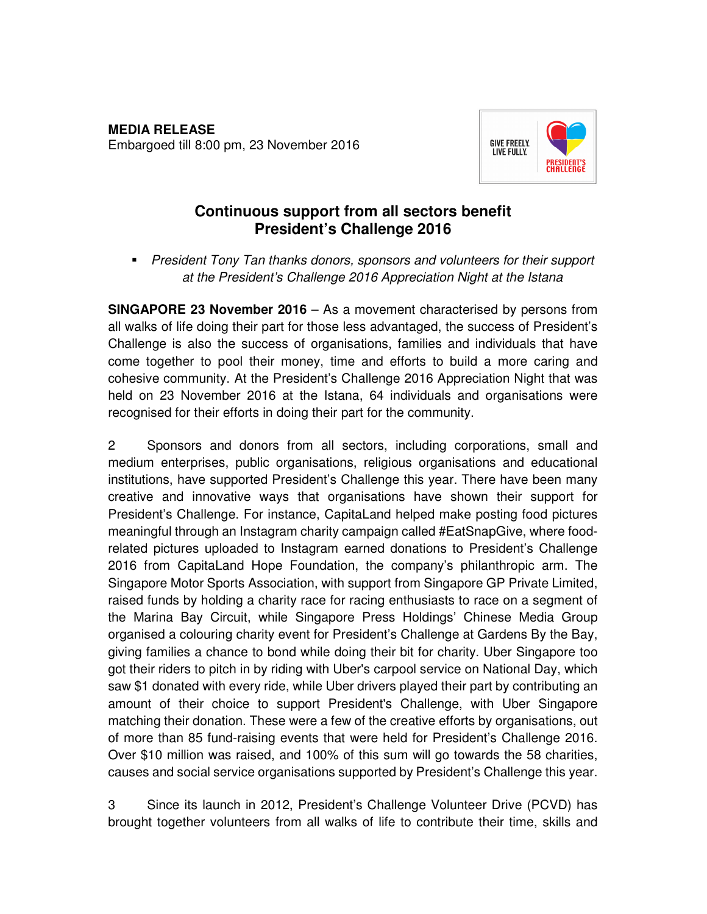**MEDIA RELEASE**
Embargoed till 8:00 pm, 23 November 2016

# Continuous support from all sectors benefit President's Challenge 2016

- *President Tony Tan thanks donors, sponsors and volunteers for their support at the President's Challenge 2016 Appreciation Night at the Istana*

**SINGAPORE 23 November 2016** – As a movement characterised by persons from all walks of life doing their part for those less advantaged, the success of President's Challenge is also the success of organisations, families and individuals that have come together to pool their money, time and efforts to build a more caring and cohesive community. At the President's Challenge 2016 Appreciation Night that was held on 23 November 2016 at the Istana, 64 individuals and organisations were recognised for their efforts in doing their part for the community.

2 Sponsors and donors from all sectors, including corporations, small and medium enterprises, public organisations, religious organisations and educational institutions, have supported President's Challenge this year. There have been many creative and innovative ways that organisations have shown their support for President's Challenge. For instance, CapitaLand helped make posting food pictures meaningful through an Instagram charity campaign called #EatSnapGive, where food-related pictures uploaded to Instagram earned donations to President's Challenge 2016 from CapitaLand Hope Foundation, the company's philanthropic arm. The Singapore Motor Sports Association, with support from Singapore GP Private Limited, raised funds by holding a charity race for racing enthusiasts to race on a segment of the Marina Bay Circuit, while Singapore Press Holdings' Chinese Media Group organised a colouring charity event for President's Challenge at Gardens By the Bay, giving families a chance to bond while doing their bit for charity. Uber Singapore too got their riders to pitch in by riding with Uber's carpool service on National Day, which saw $1 donated with every ride, while Uber drivers played their part by contributing an amount of their choice to support President's Challenge, with Uber Singapore matching their donation. These were a few of the creative efforts by organisations, out of more than 85 fund-raising events that were held for President's Challenge 2016. Over $10 million was raised, and 100% of this sum will go towards the 58 charities, causes and social service organisations supported by President's Challenge this year.

3 Since its launch in 2012, President's Challenge Volunteer Drive (PCVD) has brought together volunteers from all walks of life to contribute their time, skills and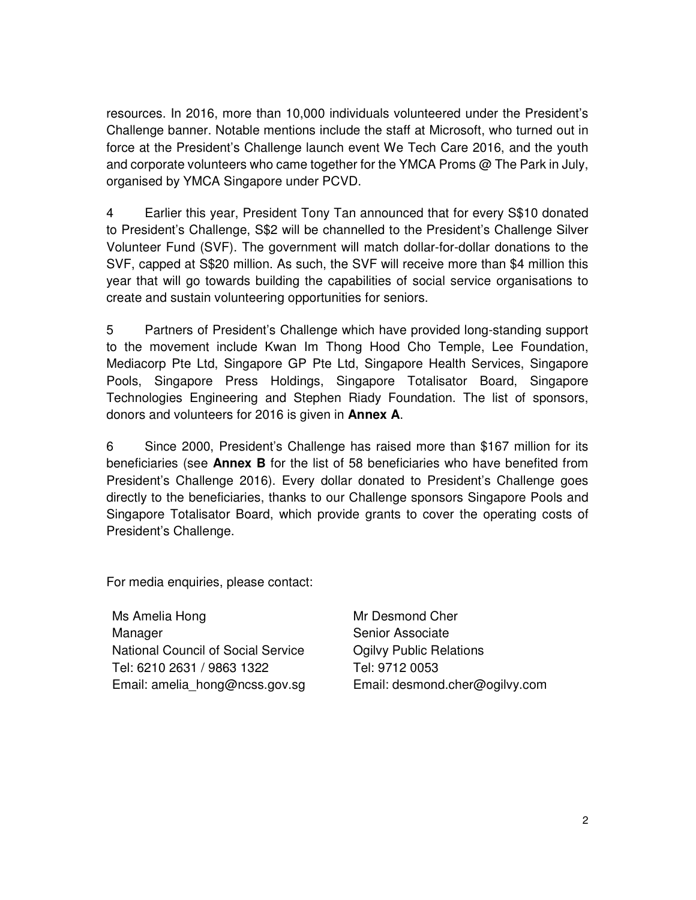resources. In 2016, more than 10,000 individuals volunteered under the President's Challenge banner. Notable mentions include the staff at Microsoft, who turned out in force at the President's Challenge launch event We Tech Care 2016, and the youth and corporate volunteers who came together for the YMCA Proms @ The Park in July, organised by YMCA Singapore under PCVD.

4 Earlier this year, President Tony Tan announced that for every S$10 donated to President's Challenge, S$2 will be channelled to the President's Challenge Silver Volunteer Fund (SVF). The government will match dollar-for-dollar donations to the SVF, capped at S$20 million. As such, the SVF will receive more than $4 million this year that will go towards building the capabilities of social service organisations to create and sustain volunteering opportunities for seniors.

5 Partners of President's Challenge which have provided long-standing support to the movement include Kwan Im Thong Hood Cho Temple, Lee Foundation, Mediacorp Pte Ltd, Singapore GP Pte Ltd, Singapore Health Services, Singapore Pools, Singapore Press Holdings, Singapore Totalisator Board, Singapore Technologies Engineering and Stephen Riady Foundation. The list of sponsors, donors and volunteers for 2016 is given in **Annex A**.

6 Since 2000, President's Challenge has raised more than $167 million for its beneficiaries (see **Annex B** for the list of 58 beneficiaries who have benefited from President's Challenge 2016). Every dollar donated to President's Challenge goes directly to the beneficiaries, thanks to our Challenge sponsors Singapore Pools and Singapore Totalisator Board, which provide grants to cover the operating costs of President's Challenge.

For media enquiries, please contact:

Ms Amelia Hong
Manager
National Council of Social Service
Tel: 6210 2631 / 9863 1322
Email: amelia_hong@ncss.gov.sg

Mr Desmond Cher
Senior Associate
Ogilvy Public Relations
Tel: 9712 0053
Email: desmond.cher@ogilvy.com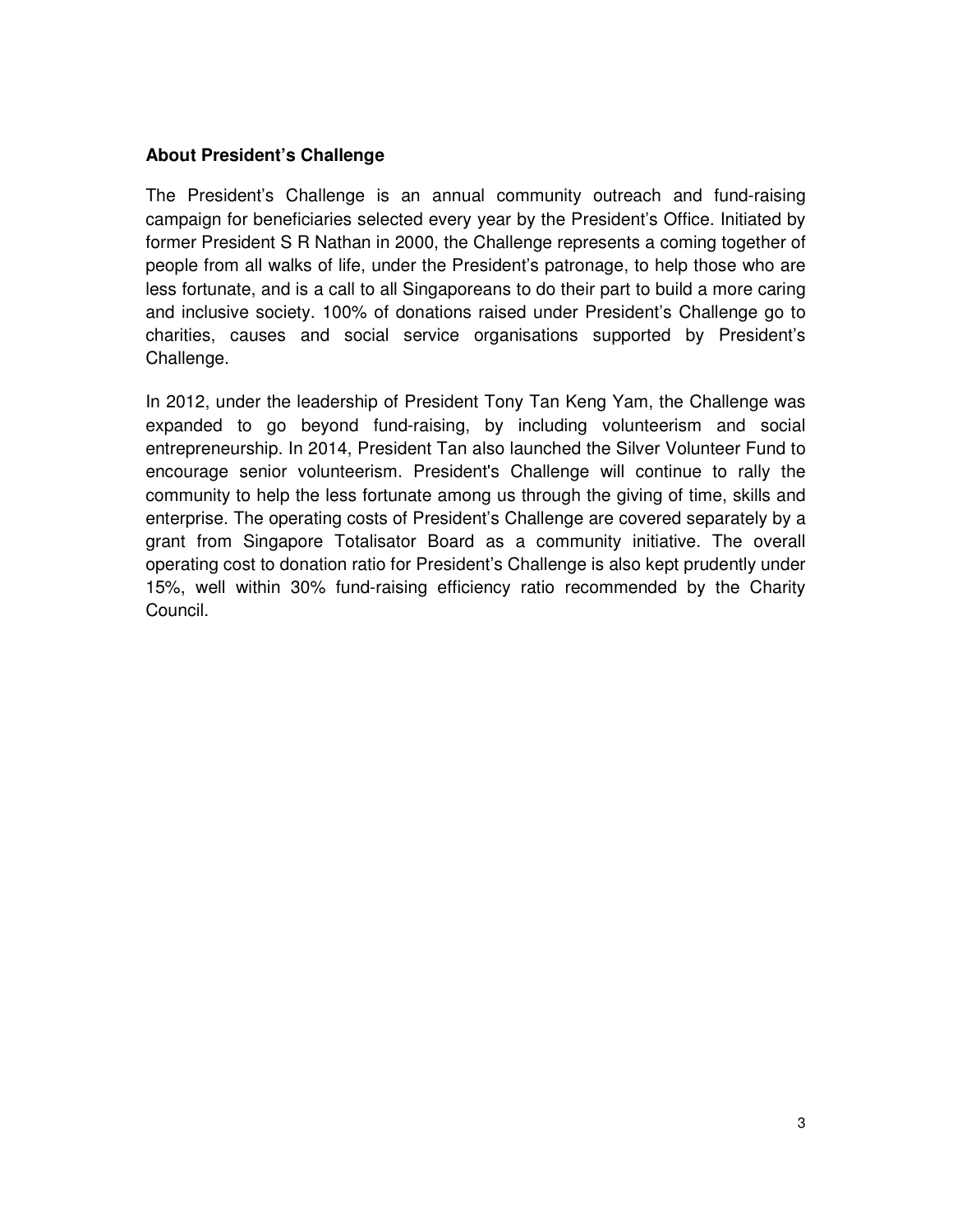**About President's Challenge**

The President's Challenge is an annual community outreach and fund-raising campaign for beneficiaries selected every year by the President's Office. Initiated by former President S R Nathan in 2000, the Challenge represents a coming together of people from all walks of life, under the President's patronage, to help those who are less fortunate, and is a call to all Singaporeans to do their part to build a more caring and inclusive society. 100% of donations raised under President's Challenge go to charities, causes and social service organisations supported by President's Challenge.

In 2012, under the leadership of President Tony Tan Keng Yam, the Challenge was expanded to go beyond fund-raising, by including volunteerism and social entrepreneurship. In 2014, President Tan also launched the Silver Volunteer Fund to encourage senior volunteerism. President's Challenge will continue to rally the community to help the less fortunate among us through the giving of time, skills and enterprise. The operating costs of President's Challenge are covered separately by a grant from Singapore Totalisator Board as a community initiative. The overall operating cost to donation ratio for President's Challenge is also kept prudently under 15%, well within 30% fund-raising efficiency ratio recommended by the Charity Council.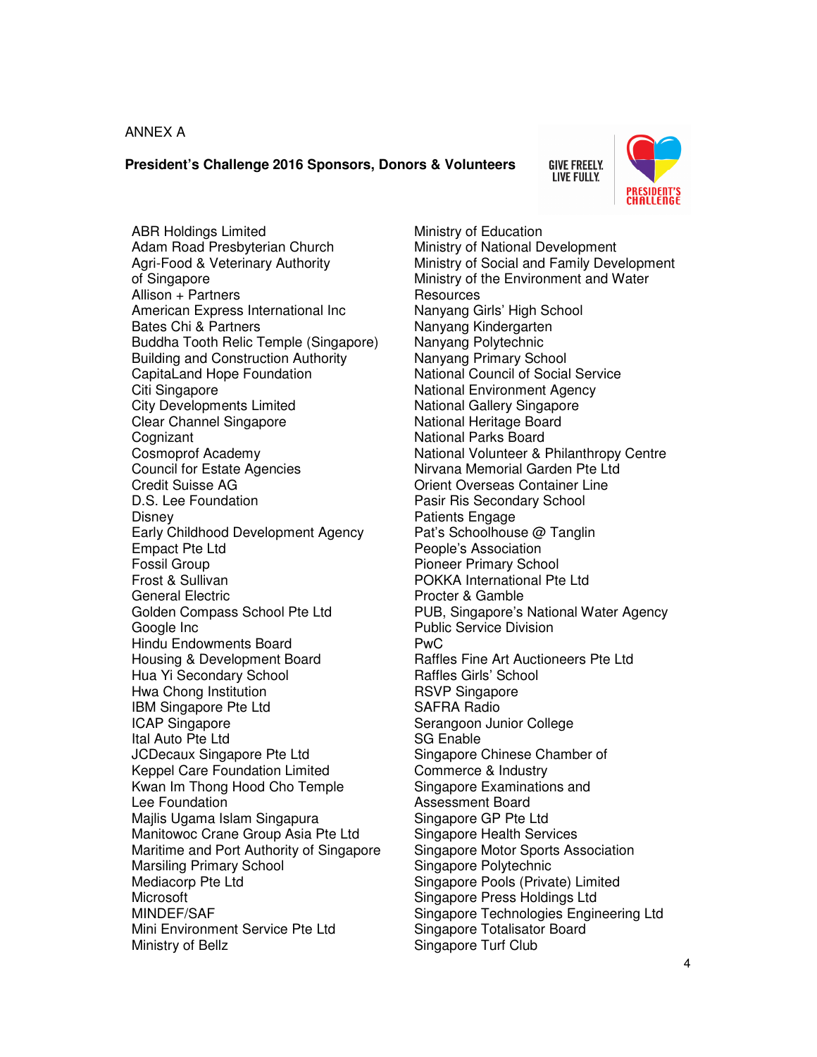ANNEX A

**President's Challenge 2016 Sponsors, Donors & Volunteers**

GIVE FREELY. LIVE FULLY.

PRESIDENT'S CHALLENGE

ABR Holdings Limited
Adam Road Presbyterian Church
Agri-Food & Veterinary Authority of Singapore
Allison + Partners
American Express International Inc
Bates Chi & Partners
Buddha Tooth Relic Temple (Singapore)
Building and Construction Authority
CapitaLand Hope Foundation
Citi Singapore
City Developments Limited
Clear Channel Singapore
Cognizant
Cosmoprof Academy
Council for Estate Agencies
Credit Suisse AG
D.S. Lee Foundation
Disney
Early Childhood Development Agency
Empact Pte Ltd
Fossil Group
Frost & Sullivan
General Electric
Golden Compass School Pte Ltd
Google Inc
Hindu Endowments Board
Housing & Development Board
Hua Yi Secondary School
Hwa Chong Institution
IBM Singapore Pte Ltd
ICAP Singapore
Ital Auto Pte Ltd
JCDecaux Singapore Pte Ltd
Keppel Care Foundation Limited
Kwan Im Thong Hood Cho Temple
Lee Foundation
Majlis Ugama Islam Singapura
Manitowoc Crane Group Asia Pte Ltd
Maritime and Port Authority of Singapore
Marsiling Primary School
Mediacorp Pte Ltd
Microsoft
MINDEF/SAF
Mini Environment Service Pte Ltd
Ministry of Bellz
Ministry of Education
Ministry of National Development
Ministry of Social and Family Development
Ministry of the Environment and Water Resources
Nanyang Girls' High School
Nanyang Kindergarten
Nanyang Polytechnic
Nanyang Primary School
National Council of Social Service
National Environment Agency
National Gallery Singapore
National Heritage Board
National Parks Board
National Volunteer & Philanthropy Centre
Nirvana Memorial Garden Pte Ltd
Orient Overseas Container Line
Pasir Ris Secondary School
Patients Engage
Pat's Schoolhouse @ Tanglin
People's Association
Pioneer Primary School
POKKA International Pte Ltd
Procter & Gamble
PUB, Singapore's National Water Agency
Public Service Division
PwC
Raffles Fine Art Auctioneers Pte Ltd
Raffles Girls' School
RSVP Singapore
SAFRA Radio
Serangoon Junior College
SG Enable
Singapore Chinese Chamber of Commerce & Industry
Singapore Examinations and Assessment Board
Singapore GP Pte Ltd
Singapore Health Services
Singapore Motor Sports Association
Singapore Polytechnic
Singapore Pools (Private) Limited
Singapore Press Holdings Ltd
Singapore Technologies Engineering Ltd
Singapore Totalisator Board
Singapore Turf Club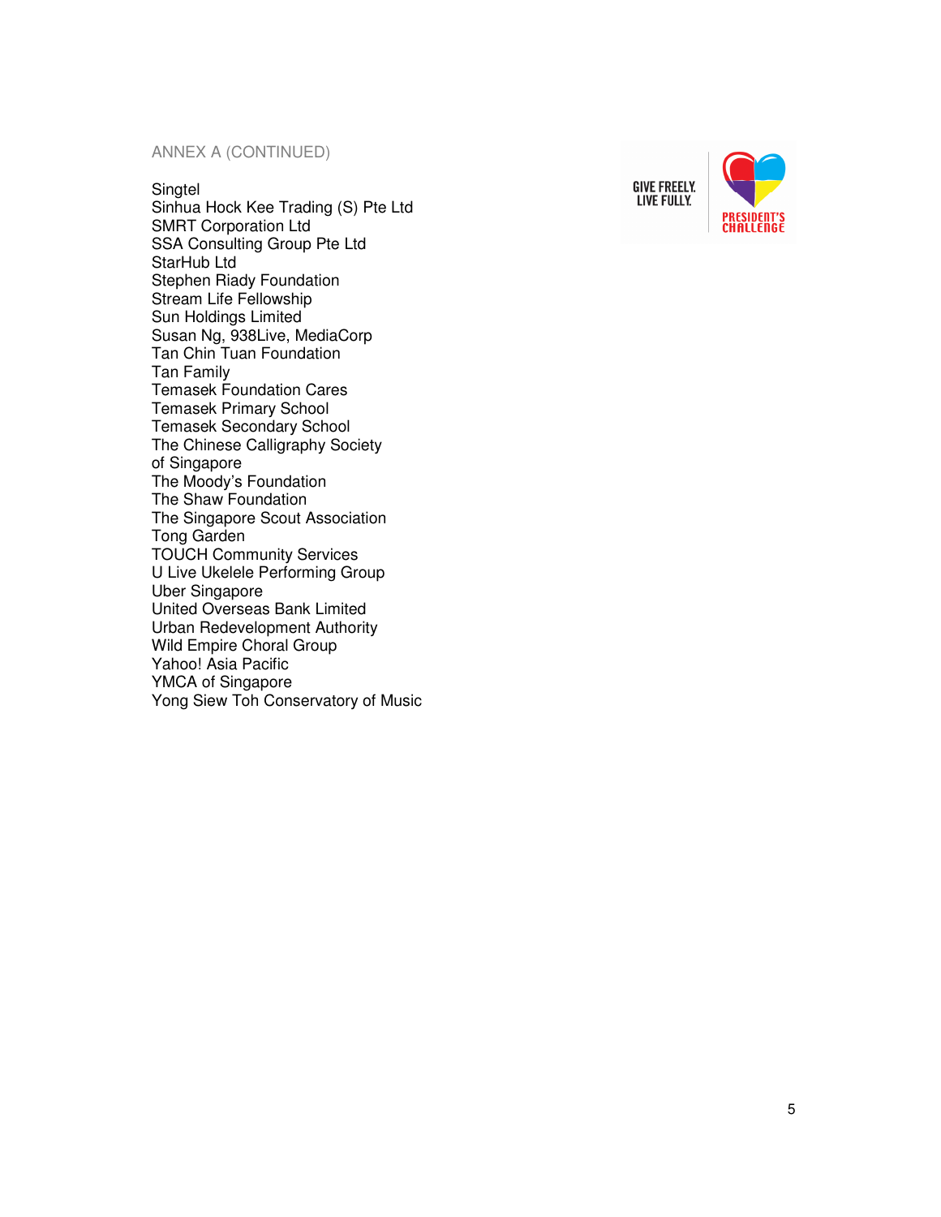ANNEX A (CONTINUED)

Singtel
Sinhua Hock Kee Trading (S) Pte Ltd
SMRT Corporation Ltd
SSA Consulting Group Pte Ltd
StarHub Ltd
Stephen Riady Foundation
Stream Life Fellowship
Sun Holdings Limited
Susan Ng, 938Live, MediaCorp
Tan Chin Tuan Foundation
Tan Family
Temasek Foundation Cares
Temasek Primary School
Temasek Secondary School
The Chinese Calligraphy Society of Singapore
The Moody's Foundation
The Shaw Foundation
The Singapore Scout Association
Tong Garden
TOUCH Community Services
U Live Ukelele Performing Group
Uber Singapore
United Overseas Bank Limited
Urban Redevelopment Authority
Wild Empire Choral Group
Yahoo! Asia Pacific
YMCA of Singapore
Yong Siew Toh Conservatory of Music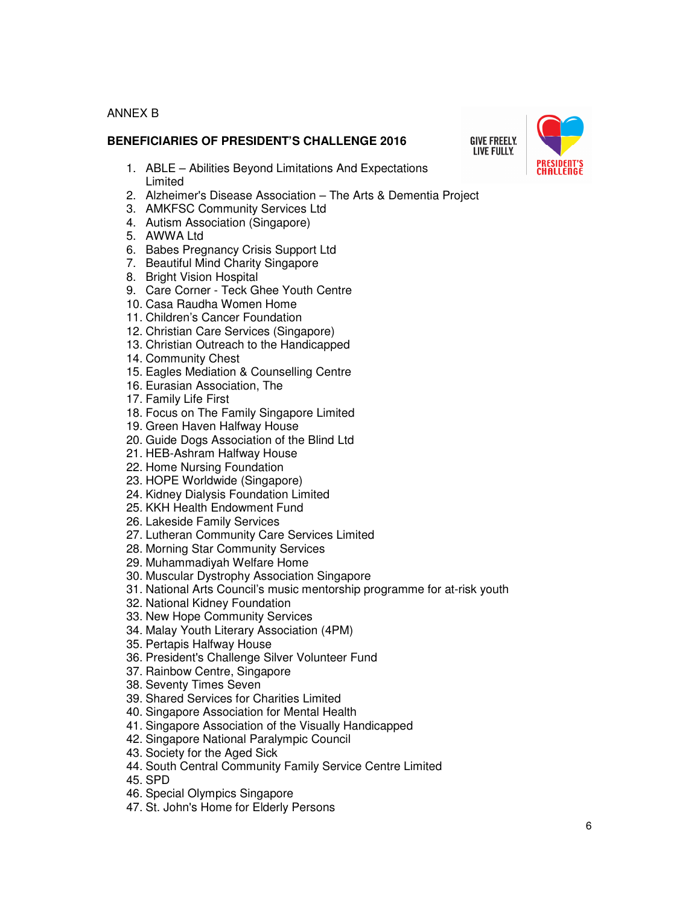ANNEX B

**BENEFICIARIES OF PRESIDENT'S CHALLENGE 2016**

1. ABLE – Abilities Beyond Limitations And Expectations Limited
2. Alzheimer's Disease Association – The Arts & Dementia Project
3. AMKFSC Community Services Ltd
4. Autism Association (Singapore)
5. AWWA Ltd
6. Babes Pregnancy Crisis Support Ltd
7. Beautiful Mind Charity Singapore
8. Bright Vision Hospital
9. Care Corner - Teck Ghee Youth Centre
10. Casa Raudha Women Home
11. Children's Cancer Foundation
12. Christian Care Services (Singapore)
13. Christian Outreach to the Handicapped
14. Community Chest
15. Eagles Mediation & Counselling Centre
16. Eurasian Association, The
17. Family Life First
18. Focus on The Family Singapore Limited
19. Green Haven Halfway House
20. Guide Dogs Association of the Blind Ltd
21. HEB-Ashram Halfway House
22. Home Nursing Foundation
23. HOPE Worldwide (Singapore)
24. Kidney Dialysis Foundation Limited
25. KKH Health Endowment Fund
26. Lakeside Family Services
27. Lutheran Community Care Services Limited
28. Morning Star Community Services
29. Muhammadiyah Welfare Home
30. Muscular Dystrophy Association Singapore
31. National Arts Council's music mentorship programme for at-risk youth
32. National Kidney Foundation
33. New Hope Community Services
34. Malay Youth Literary Association (4PM)
35. Pertapis Halfway House
36. President's Challenge Silver Volunteer Fund
37. Rainbow Centre, Singapore
38. Seventy Times Seven
39. Shared Services for Charities Limited
40. Singapore Association for Mental Health
41. Singapore Association of the Visually Handicapped
42. Singapore National Paralympic Council
43. Society for the Aged Sick
44. South Central Community Family Service Centre Limited
45. SPD
46. Special Olympics Singapore
47. St. John's Home for Elderly Persons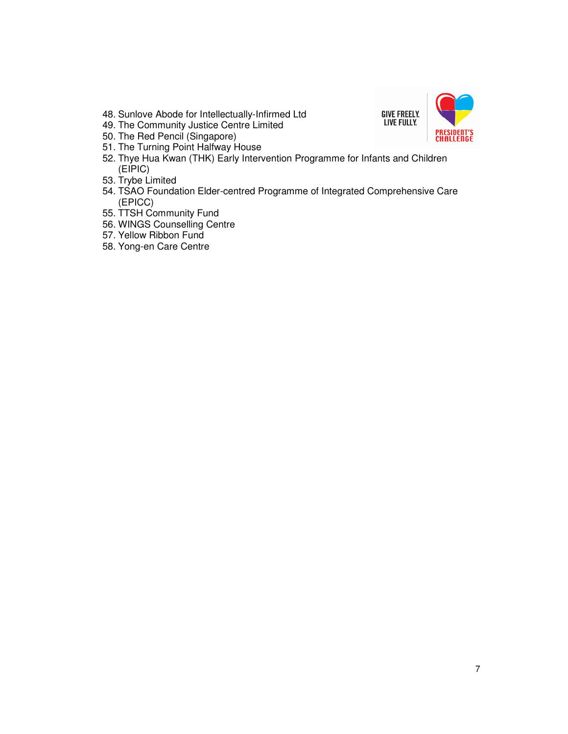48. Sunlove Abode for Intellectually-Infirmed Ltd
49. The Community Justice Centre Limited
50. The Red Pencil (Singapore)
51. The Turning Point Halfway House
52. Thye Hua Kwan (THK) Early Intervention Programme for Infants and Children (EIPIC)
53. Trybe Limited
54. TSAO Foundation Elder-centred Programme of Integrated Comprehensive Care (EPICC)
55. TTSH Community Fund
56. WINGS Counselling Centre
57. Yellow Ribbon Fund
58. Yong-en Care Centre